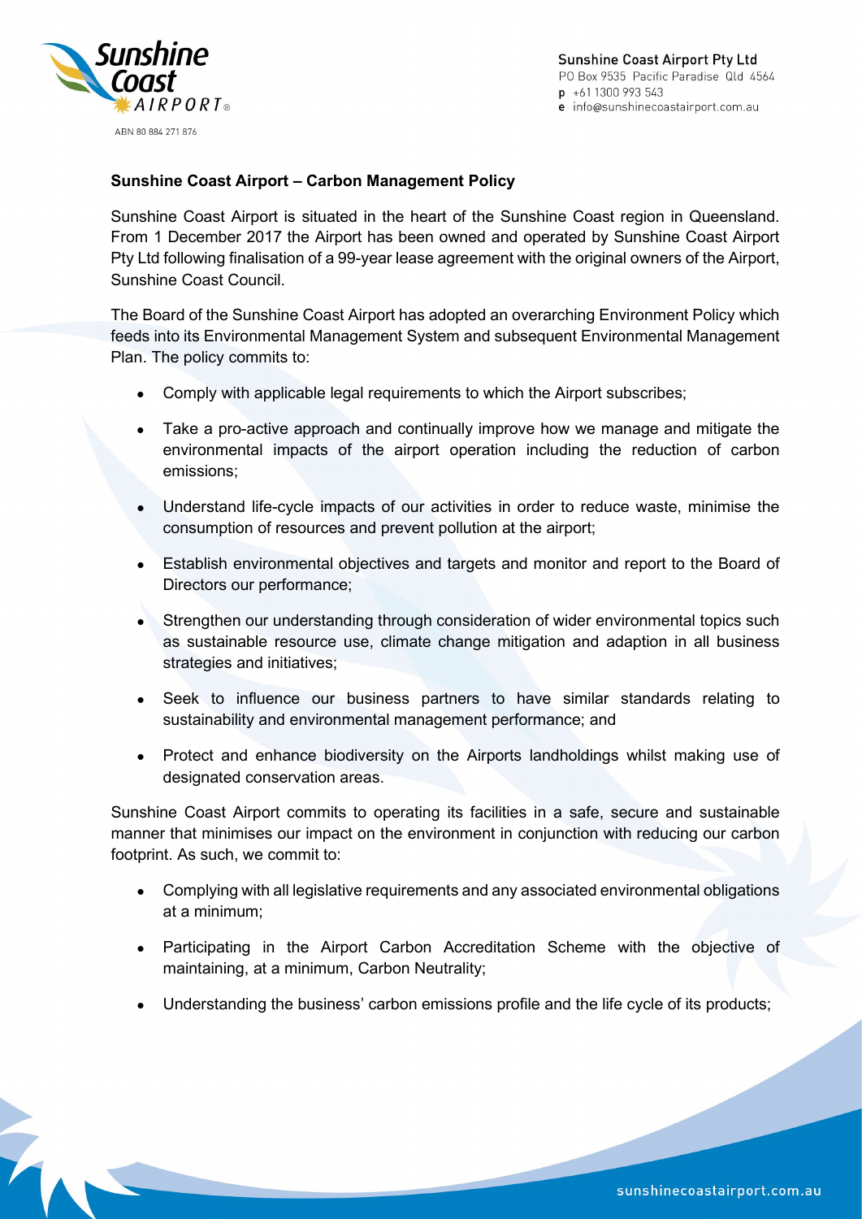Sunshine Coast Airport Pty Ltd
PO Box 9535 Pacific Paradise Qld 4564
p +61 1300 993 543
e info@sunshinecoastairport.com.au

ABN 80 884 271 876

**Sunshine Coast Airport – Carbon Management Policy**

Sunshine Coast Airport is situated in the heart of the Sunshine Coast region in Queensland. From 1 December 2017 the Airport has been owned and operated by Sunshine Coast Airport Pty Ltd following finalisation of a 99-year lease agreement with the original owners of the Airport, Sunshine Coast Council.

The Board of the Sunshine Coast Airport has adopted an overarching Environment Policy which feeds into its Environmental Management System and subsequent Environmental Management Plan. The policy commits to:

- Comply with applicable legal requirements to which the Airport subscribes;
- Take a pro-active approach and continually improve how we manage and mitigate the environmental impacts of the airport operation including the reduction of carbon emissions;
- Understand life-cycle impacts of our activities in order to reduce waste, minimise the consumption of resources and prevent pollution at the airport;
- Establish environmental objectives and targets and monitor and report to the Board of Directors our performance;
- Strengthen our understanding through consideration of wider environmental topics such as sustainable resource use, climate change mitigation and adaption in all business strategies and initiatives;
- Seek to influence our business partners to have similar standards relating to sustainability and environmental management performance; and
- Protect and enhance biodiversity on the Airports landholdings whilst making use of designated conservation areas.

Sunshine Coast Airport commits to operating its facilities in a safe, secure and sustainable manner that minimises our impact on the environment in conjunction with reducing our carbon footprint. As such, we commit to:

- Complying with all legislative requirements and any associated environmental obligations at a minimum;
- Participating in the Airport Carbon Accreditation Scheme with the objective of maintaining, at a minimum, Carbon Neutrality;
- Understanding the business' carbon emissions profile and the life cycle of its products;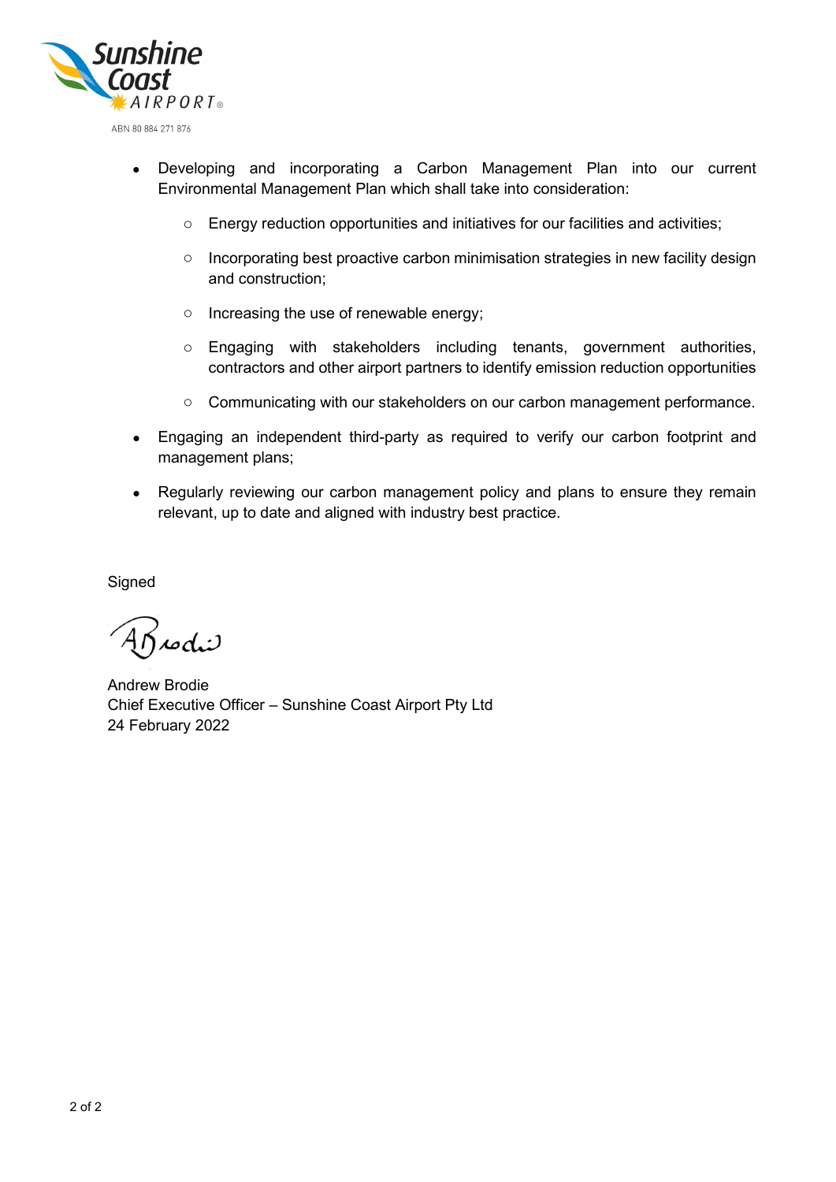- Developing and incorporating a Carbon Management Plan into our current Environmental Management Plan which shall take into consideration:
  - Energy reduction opportunities and initiatives for our facilities and activities;
  - Incorporating best proactive carbon minimisation strategies in new facility design and construction;
  - Increasing the use of renewable energy;
  - Engaging with stakeholders including tenants, government authorities, contractors and other airport partners to identify emission reduction opportunities
  - Communicating with our stakeholders on our carbon management performance.
- Engaging an independent third-party as required to verify our carbon footprint and management plans;
- Regularly reviewing our carbon management policy and plans to ensure they remain relevant, up to date and aligned with industry best practice.

Signed

Andrew Brodie
Chief Executive Officer – Sunshine Coast Airport Pty Ltd
24 February 2022